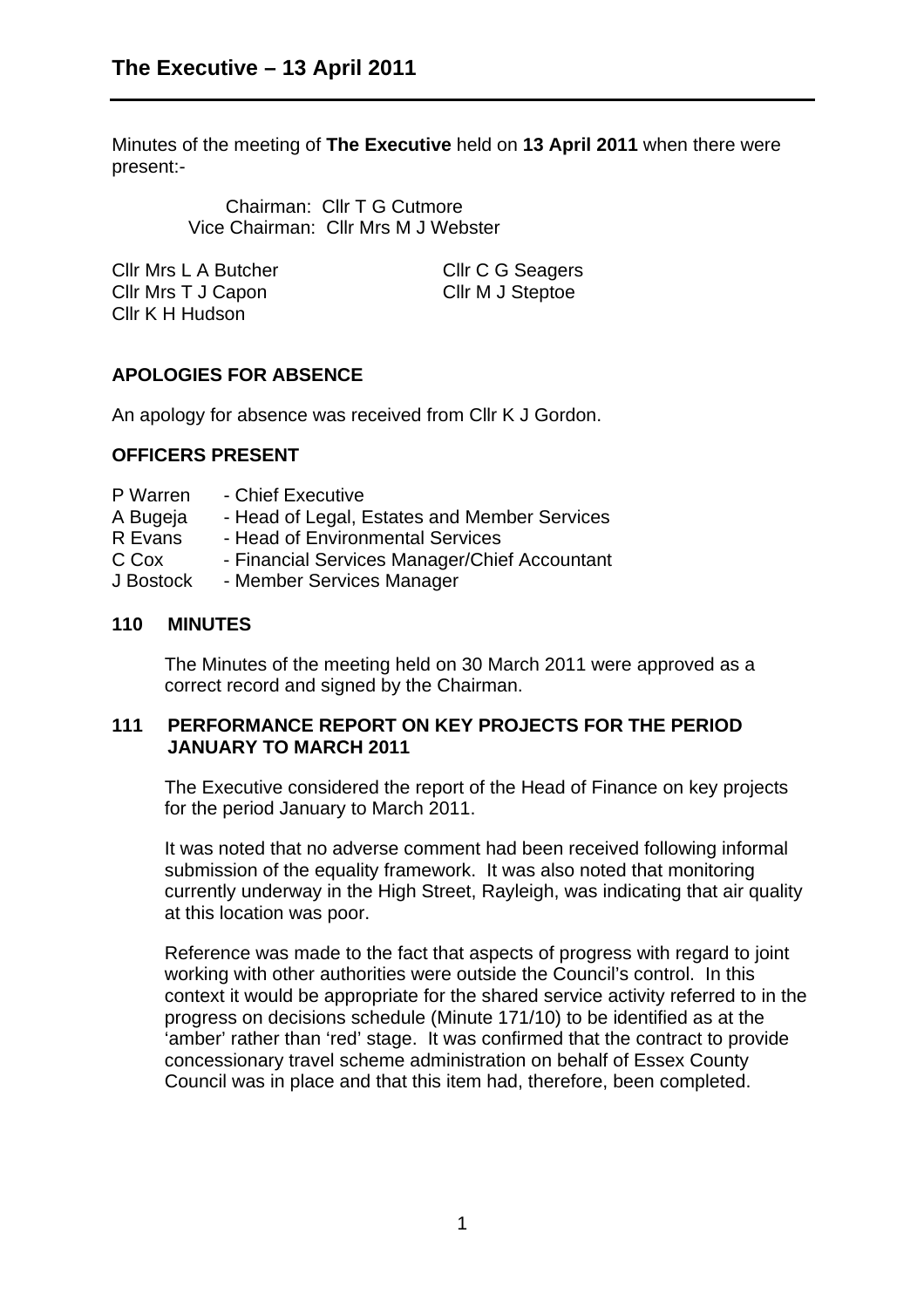# The Executive – 13 April 2011

Minutes of the meeting of **The Executive** held on **13 April 2011** when there were present:-

Chairman: Cllr T G Cutmore
Vice Chairman: Cllr Mrs M J Webster

Cllr Mrs L A Butcher
Cllr Mrs T J Capon
Cllr K H Hudson
Cllr C G Seagers
Cllr M J Steptoe

## APOLOGIES FOR ABSENCE

An apology for absence was received from Cllr K J Gordon.

## OFFICERS PRESENT

P Warren - Chief Executive
A Bugeja - Head of Legal, Estates and Member Services
R Evans - Head of Environmental Services
C Cox - Financial Services Manager/Chief Accountant
J Bostock - Member Services Manager

## 110 MINUTES

The Minutes of the meeting held on 30 March 2011 were approved as a correct record and signed by the Chairman.

## 111 PERFORMANCE REPORT ON KEY PROJECTS FOR THE PERIOD JANUARY TO MARCH 2011

The Executive considered the report of the Head of Finance on key projects for the period January to March 2011.

It was noted that no adverse comment had been received following informal submission of the equality framework. It was also noted that monitoring currently underway in the High Street, Rayleigh, was indicating that air quality at this location was poor.

Reference was made to the fact that aspects of progress with regard to joint working with other authorities were outside the Council's control. In this context it would be appropriate for the shared service activity referred to in the progress on decisions schedule (Minute 171/10) to be identified as at the 'amber' rather than 'red' stage. It was confirmed that the contract to provide concessionary travel scheme administration on behalf of Essex County Council was in place and that this item had, therefore, been completed.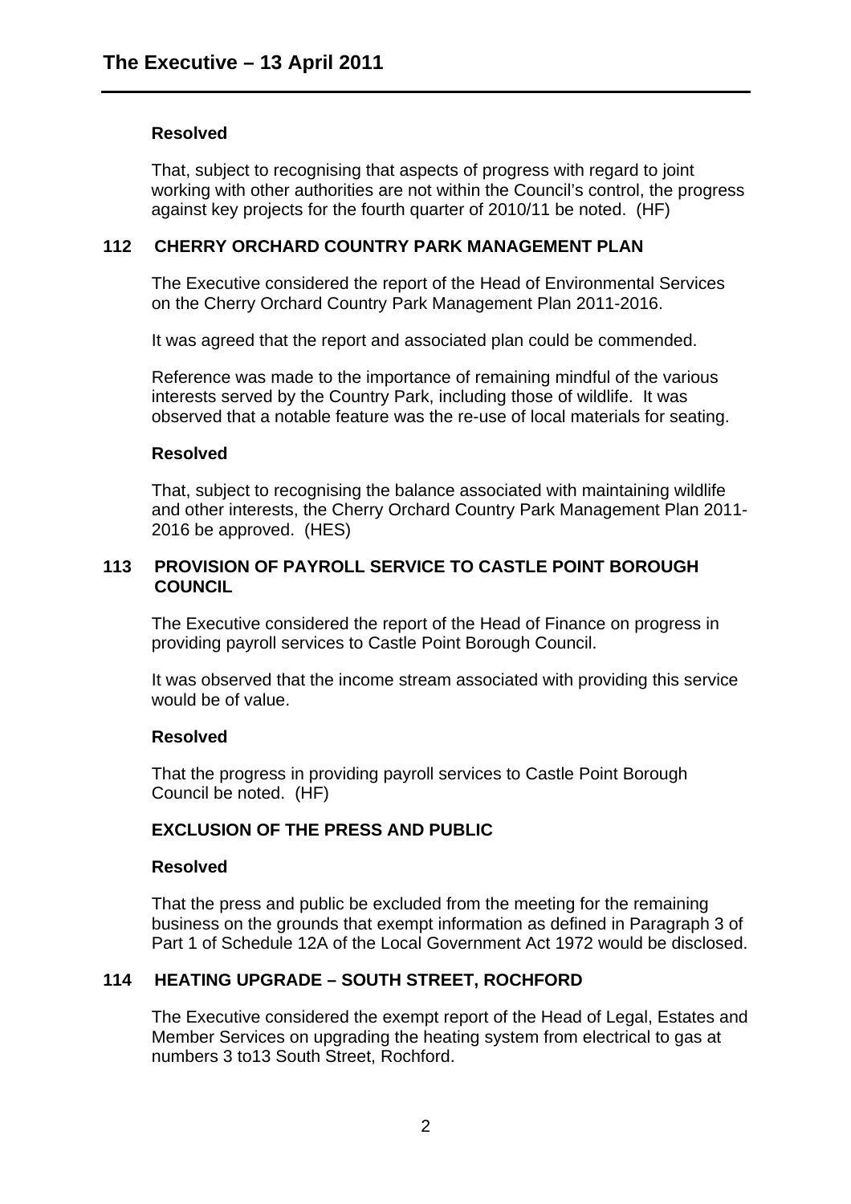**Resolved**

That, subject to recognising that aspects of progress with regard to joint working with other authorities are not within the Council's control, the progress against key projects for the fourth quarter of 2010/11 be noted. (HF)

## 112 CHERRY ORCHARD COUNTRY PARK MANAGEMENT PLAN

The Executive considered the report of the Head of Environmental Services on the Cherry Orchard Country Park Management Plan 2011-2016.

It was agreed that the report and associated plan could be commended.

Reference was made to the importance of remaining mindful of the various interests served by the Country Park, including those of wildlife. It was observed that a notable feature was the re-use of local materials for seating.

**Resolved**

That, subject to recognising the balance associated with maintaining wildlife and other interests, the Cherry Orchard Country Park Management Plan 2011-2016 be approved. (HES)

## 113 PROVISION OF PAYROLL SERVICE TO CASTLE POINT BOROUGH COUNCIL

The Executive considered the report of the Head of Finance on progress in providing payroll services to Castle Point Borough Council.

It was observed that the income stream associated with providing this service would be of value.

**Resolved**

That the progress in providing payroll services to Castle Point Borough Council be noted. (HF)

## EXCLUSION OF THE PRESS AND PUBLIC

**Resolved**

That the press and public be excluded from the meeting for the remaining business on the grounds that exempt information as defined in Paragraph 3 of Part 1 of Schedule 12A of the Local Government Act 1972 would be disclosed.

## 114 HEATING UPGRADE – SOUTH STREET, ROCHFORD

The Executive considered the exempt report of the Head of Legal, Estates and Member Services on upgrading the heating system from electrical to gas at numbers 3 to13 South Street, Rochford.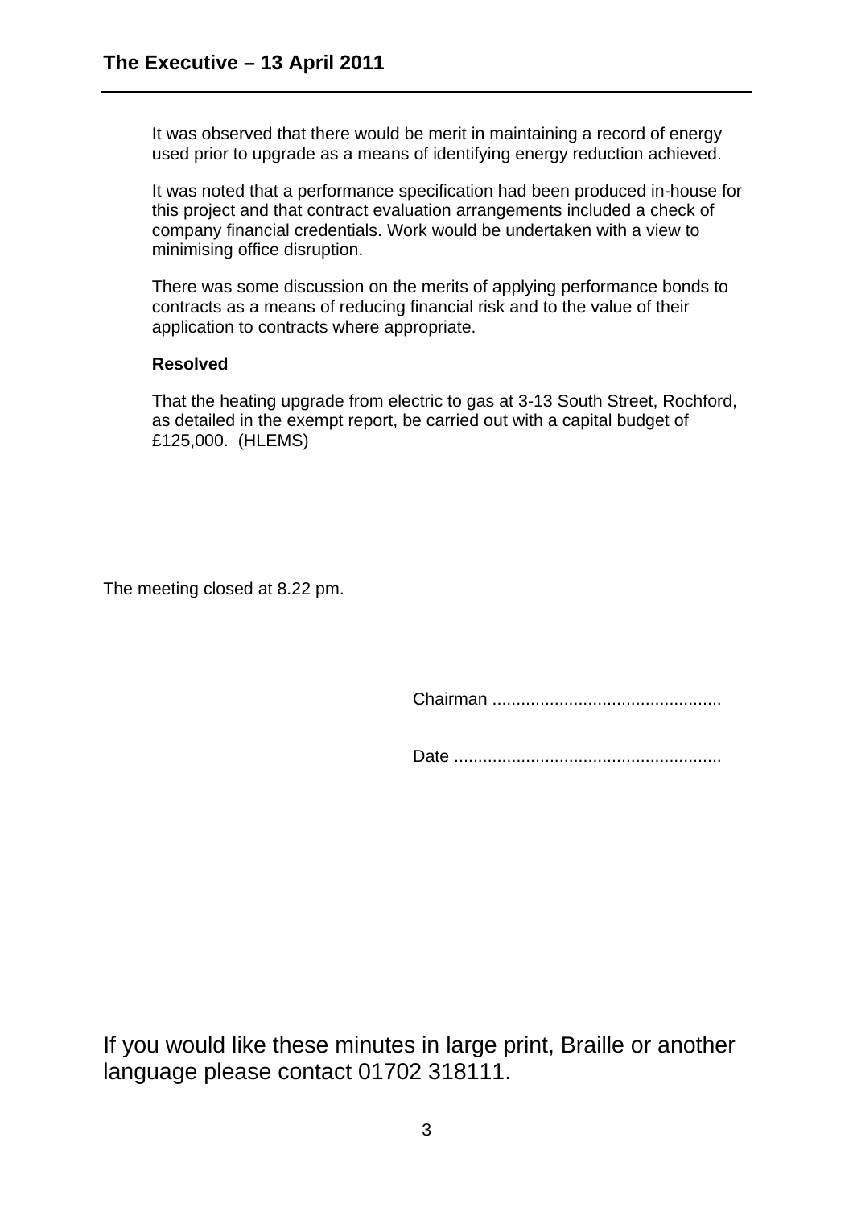It was observed that there would be merit in maintaining a record of energy used prior to upgrade as a means of identifying energy reduction achieved.

It was noted that a performance specification had been produced in-house for this project and that contract evaluation arrangements included a check of company financial credentials. Work would be undertaken with a view to minimising office disruption.

There was some discussion on the merits of applying performance bonds to contracts as a means of reducing financial risk and to the value of their application to contracts where appropriate.

**Resolved**

That the heating upgrade from electric to gas at 3-13 South Street, Rochford, as detailed in the exempt report, be carried out with a capital budget of £125,000. (HLEMS)

The meeting closed at 8.22 pm.

Chairman ...............................................

Date .......................................................

If you would like these minutes in large print, Braille or another language please contact 01702 318111.